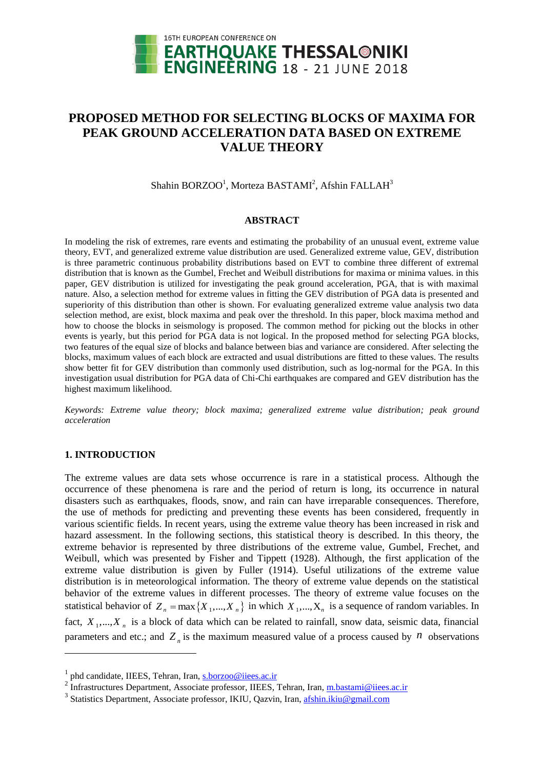# PROPOSED METHOD FOR SELECTING BLOCKS OF MAXIMA FOR PEAK GROUND ACCELERATION DATA BASED ON EXTREME VALUE THEORY

Shahin BORZOO[1], Morteza BASTAMI[2], Afshin FALLAH[3]

## ABSTRACT

In modeling the risk of extremes, rare events and estimating the probability of an unusual event, extreme value theory, EVT, and generalized extreme value distribution are used. Generalized extreme value, GEV, distribution is three parametric continuous probability distributions based on EVT to combine three different of extremal distribution that is known as the Gumbel, Frechet and Weibull distributions for maxima or minima values. in this paper, GEV distribution is utilized for investigating the peak ground acceleration, PGA, that is with maximal nature. Also, a selection method for extreme values in fitting the GEV distribution of PGA data is presented and superiority of this distribution than other is shown. For evaluating generalized extreme value analysis two data selection method, are exist, block maxima and peak over the threshold. In this paper, block maxima method and how to choose the blocks in seismology is proposed. The common method for picking out the blocks in other events is yearly, but this period for PGA data is not logical. In the proposed method for selecting PGA blocks, two features of the equal size of blocks and balance between bias and variance are considered. After selecting the blocks, maximum values of each block are extracted and usual distributions are fitted to these values. The results show better fit for GEV distribution than commonly used distribution, such as log-normal for the PGA. In this investigation usual distribution for PGA data of Chi-Chi earthquakes are compared and GEV distribution has the highest maximum likelihood.

*Keywords: Extreme value theory; block maxima; generalized extreme value distribution; peak ground acceleration*

## 1. INTRODUCTION

The extreme values are data sets whose occurrence is rare in a statistical process. Although the occurrence of these phenomena is rare and the period of return is long, its occurrence in natural disasters such as earthquakes, floods, snow, and rain can have irreparable consequences. Therefore, the use of methods for predicting and preventing these events has been considered, frequently in various scientific fields. In recent years, using the extreme value theory has been increased in risk and hazard assessment. In the following sections, this statistical theory is described. In this theory, the extreme behavior is represented by three distributions of the extreme value, Gumbel, Frechet, and Weibull, which was presented by Fisher and Tippett (1928). Although, the first application of the extreme value distribution is given by Fuller (1914). Useful utilizations of the extreme value distribution is in meteorological information. The theory of extreme value depends on the statistical behavior of the extreme values in different processes. The theory of extreme value focuses on the statistical behavior of $Z_n = \max\{X_1,...,X_n\}$ in which $X_1,...,X_n$ is a sequence of random variables. In fact, $X_1,...,X_n$ is a block of data which can be related to rainfall, snow data, seismic data, financial parameters and etc.; and $Z_n$ is the maximum measured value of a process caused by $n$ observations

---

[1] phd candidate, IIEES, Tehran, Iran, s.borzoo@iiees.ac.ir

[2] Infrastructures Department, Associate professor, IIEES, Tehran, Iran, m.bastami@iiees.ac.ir

[3] Statistics Department, Associate professor, IKIU, Qazvin, Iran, afshin.ikiu@gmail.com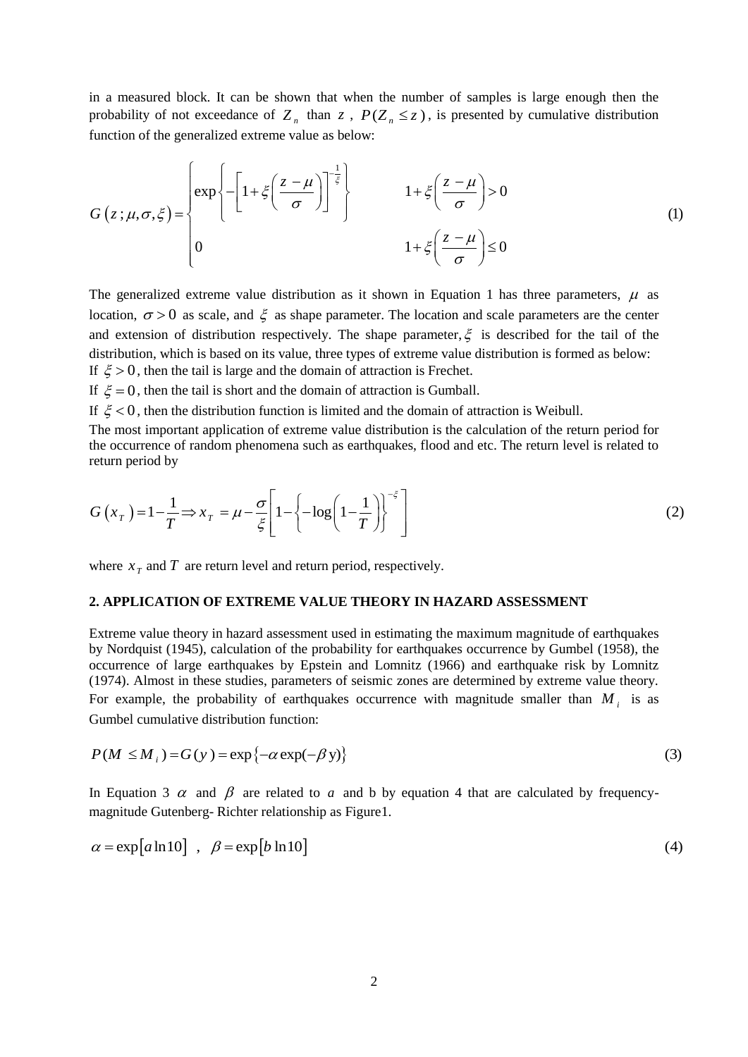in a measured block. It can be shown that when the number of samples is large enough then the probability of not exceedance of $Z_n$ than $z$, $P(Z_n \leq z)$, is presented by cumulative distribution function of the generalized extreme value as below:

$$G(z;\mu,\sigma,\xi)=\begin{cases}\exp\left\{-\left[1+\xi\left(\dfrac{z-\mu}{\sigma}\right)\right]^{-\frac{1}{\xi}}\right\} & 1+\xi\left(\dfrac{z-\mu}{\sigma}\right)>0\\ 0 & 1+\xi\left(\dfrac{z-\mu}{\sigma}\right)\leq 0\end{cases} \tag{1}$$

The generalized extreme value distribution as it shown in Equation 1 has three parameters, $\mu$ as location, $\sigma > 0$ as scale, and $\xi$ as shape parameter. The location and scale parameters are the center and extension of distribution respectively. The shape parameter, $\xi$ is described for the tail of the distribution, which is based on its value, three types of extreme value distribution is formed as below:

If $\xi > 0$, then the tail is large and the domain of attraction is Frechet.

If $\xi = 0$, then the tail is short and the domain of attraction is Gumball.

If $\xi < 0$, then the distribution function is limited and the domain of attraction is Weibull.

The most important application of extreme value distribution is the calculation of the return period for the occurrence of random phenomena such as earthquakes, flood and etc. The return level is related to return period by

$$G(x_T)=1-\frac{1}{T}\Rightarrow x_T=\mu-\frac{\sigma}{\xi}\left[1-\left\{-\log\left(1-\frac{1}{T}\right)\right\}^{-\xi}\right] \tag{2}$$

where $x_T$ and $T$ are return level and return period, respectively.

## 2. APPLICATION OF EXTREME VALUE THEORY IN HAZARD ASSESSMENT

Extreme value theory in hazard assessment used in estimating the maximum magnitude of earthquakes by Nordquist (1945), calculation of the probability for earthquakes occurrence by Gumbel (1958), the occurrence of large earthquakes by Epstein and Lomnitz (1966) and earthquake risk by Lomnitz (1974). Almost in these studies, parameters of seismic zones are determined by extreme value theory. For example, the probability of earthquakes occurrence with magnitude smaller than $M_i$ is as Gumbel cumulative distribution function:

$$P(M \leq M_i)=G(y)=\exp\{-\alpha\exp(-\beta y)\} \tag{3}$$

In Equation 3 $\alpha$ and $\beta$ are related to $a$ and b by equation 4 that are calculated by frequency-magnitude Gutenberg- Richter relationship as Figure1.

$$\alpha=\exp[a\ln 10] \quad , \quad \beta=\exp[b\ln 10] \tag{4}$$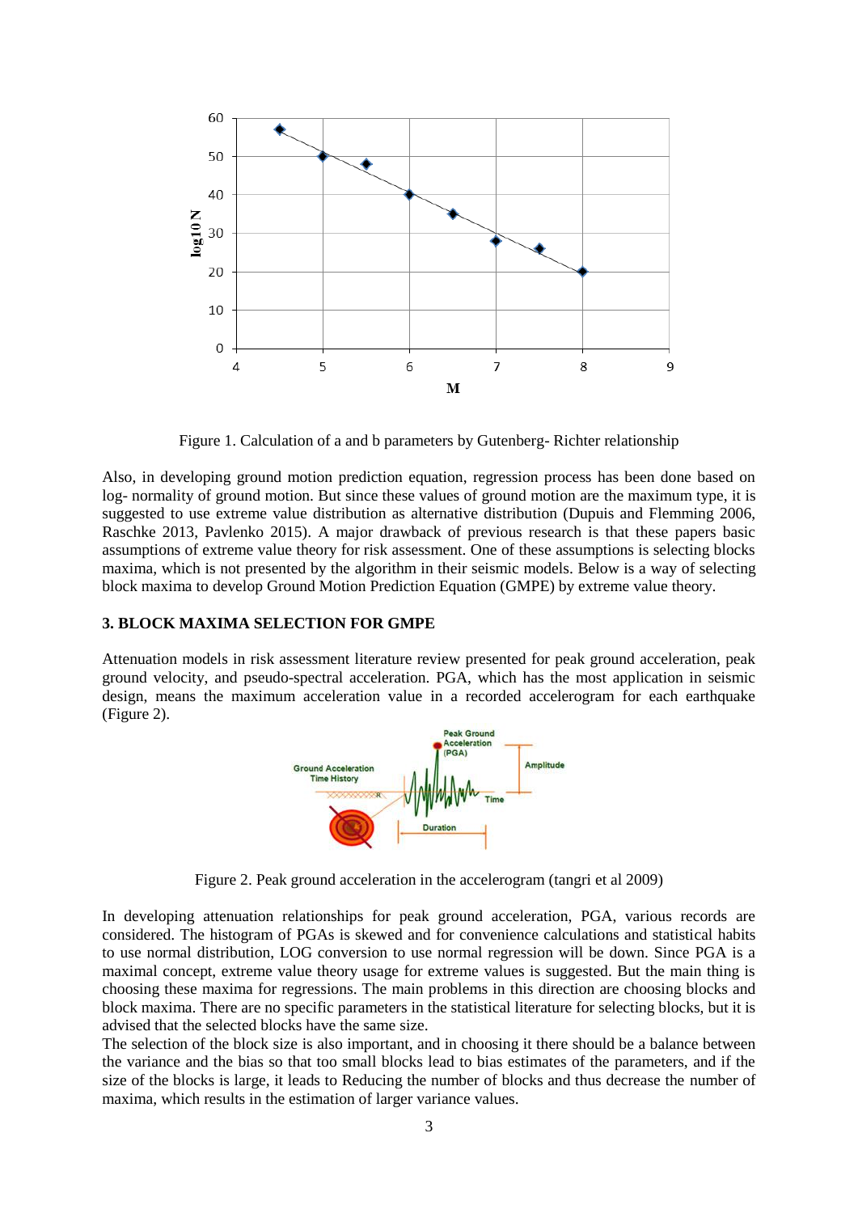Figure 1. Calculation of a and b parameters by Gutenberg- Richter relationship

Also, in developing ground motion prediction equation, regression process has been done based on log- normality of ground motion. But since these values of ground motion are the maximum type, it is suggested to use extreme value distribution as alternative distribution (Dupuis and Flemming 2006, Raschke 2013, Pavlenko 2015). A major drawback of previous research is that these papers basic assumptions of extreme value theory for risk assessment. One of these assumptions is selecting blocks maxima, which is not presented by the algorithm in their seismic models. Below is a way of selecting block maxima to develop Ground Motion Prediction Equation (GMPE) by extreme value theory.

### 3. BLOCK MAXIMA SELECTION FOR GMPE

Attenuation models in risk assessment literature review presented for peak ground acceleration, peak ground velocity, and pseudo-spectral acceleration. PGA, which has the most application in seismic design, means the maximum acceleration value in a recorded accelerogram for each earthquake (Figure 2).

Figure 2. Peak ground acceleration in the accelerogram (tangri et al 2009)

In developing attenuation relationships for peak ground acceleration, PGA, various records are considered. The histogram of PGAs is skewed and for convenience calculations and statistical habits to use normal distribution, LOG conversion to use normal regression will be down. Since PGA is a maximal concept, extreme value theory usage for extreme values is suggested. But the main thing is choosing these maxima for regressions. The main problems in this direction are choosing blocks and block maxima. There are no specific parameters in the statistical literature for selecting blocks, but it is advised that the selected blocks have the same size.

The selection of the block size is also important, and in choosing it there should be a balance between the variance and the bias so that too small blocks lead to bias estimates of the parameters, and if the size of the blocks is large, it leads to Reducing the number of blocks and thus decrease the number of maxima, which results in the estimation of larger variance values.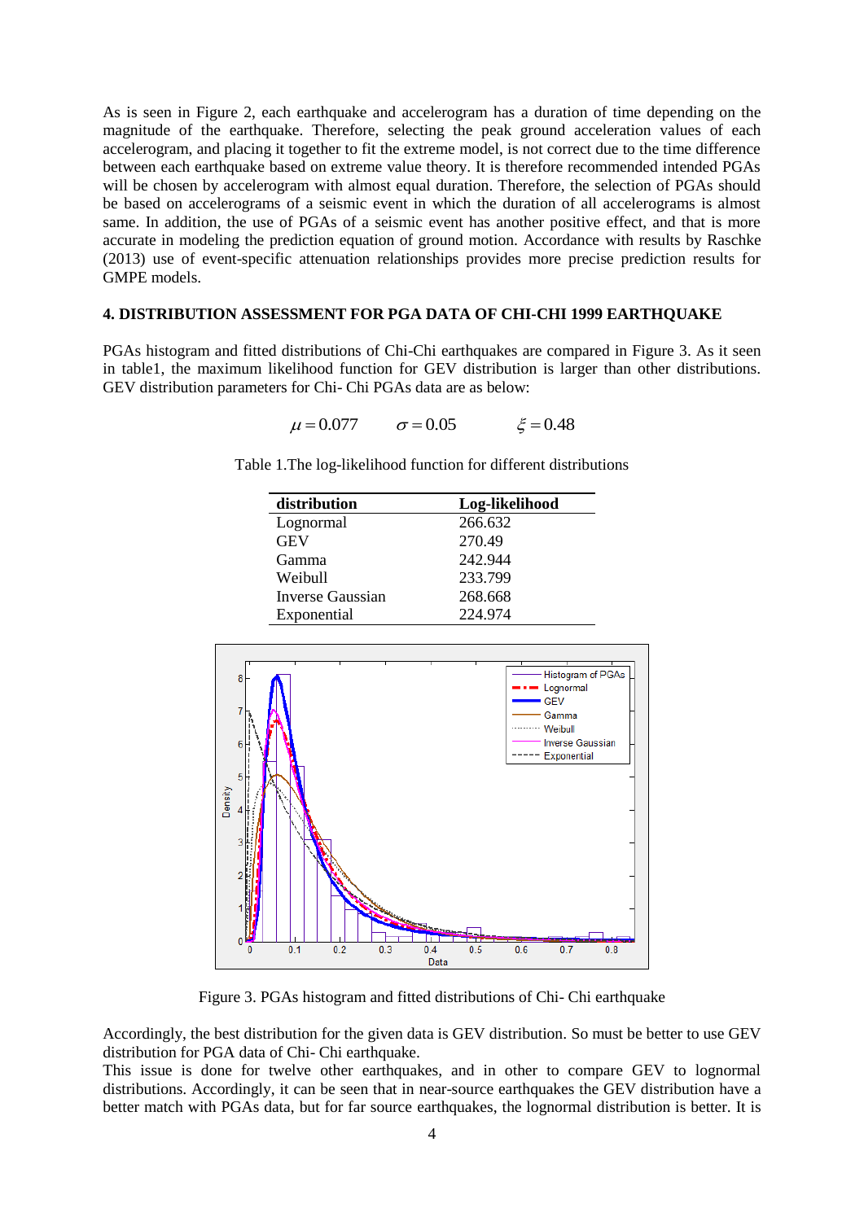As is seen in Figure 2, each earthquake and accelerogram has a duration of time depending on the magnitude of the earthquake. Therefore, selecting the peak ground acceleration values of each accelerogram, and placing it together to fit the extreme model, is not correct due to the time difference between each earthquake based on extreme value theory. It is therefore recommended intended PGAs will be chosen by accelerogram with almost equal duration. Therefore, the selection of PGAs should be based on accelerograms of a seismic event in which the duration of all accelerograms is almost same. In addition, the use of PGAs of a seismic event has another positive effect, and that is more accurate in modeling the prediction equation of ground motion. Accordance with results by Raschke (2013) use of event-specific attenuation relationships provides more precise prediction results for GMPE models.

### 4. DISTRIBUTION ASSESSMENT FOR PGA DATA OF CHI-CHI 1999 EARTHQUAKE

PGAs histogram and fitted distributions of Chi-Chi earthquakes are compared in Figure 3. As it seen in table1, the maximum likelihood function for GEV distribution is larger than other distributions. GEV distribution parameters for Chi- Chi PGAs data are as below:

$$\mu = 0.077 \qquad \sigma = 0.05 \qquad \xi = 0.48$$

Table 1.The log-likelihood function for different distributions

| distribution | Log-likelihood |
|---|---|
| Lognormal | 266.632 |
| GEV | 270.49 |
| Gamma | 242.944 |
| Weibull | 233.799 |
| Inverse Gaussian | 268.668 |
| Exponential | 224.974 |

Figure 3. PGAs histogram and fitted distributions of Chi- Chi earthquake

Accordingly, the best distribution for the given data is GEV distribution. So must be better to use GEV distribution for PGA data of Chi- Chi earthquake.

This issue is done for twelve other earthquakes, and in other to compare GEV to lognormal distributions. Accordingly, it can be seen that in near-source earthquakes the GEV distribution have a better match with PGAs data, but for far source earthquakes, the lognormal distribution is better. It is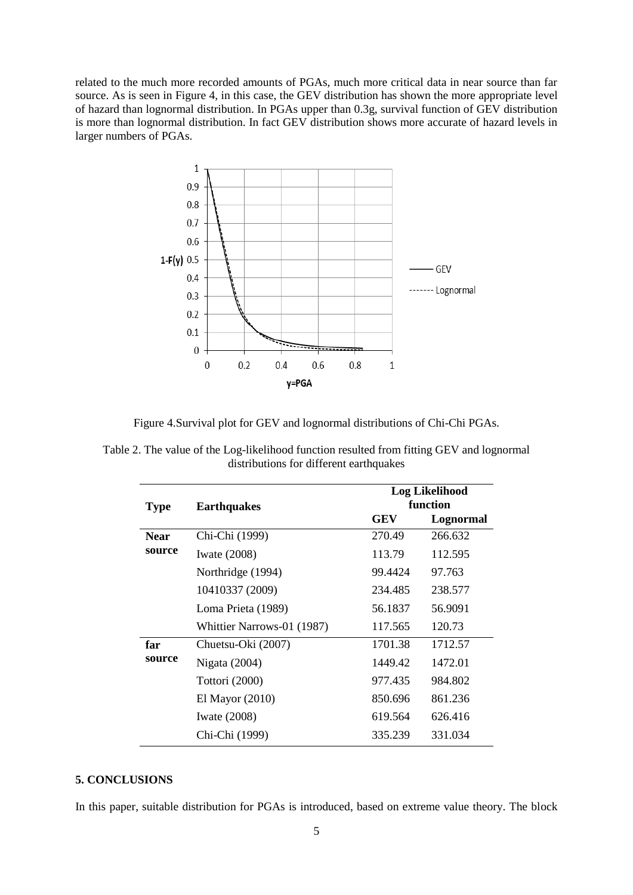related to the much more recorded amounts of PGAs, much more critical data in near source than far source. As is seen in Figure 4, in this case, the GEV distribution has shown the more appropriate level of hazard than lognormal distribution. In PGAs upper than 0.3g, survival function of GEV distribution is more than lognormal distribution. In fact GEV distribution shows more accurate of hazard levels in larger numbers of PGAs.

Figure 4.Survival plot for GEV and lognormal distributions of Chi-Chi PGAs.

Table 2. The value of the Log-likelihood function resulted from fitting GEV and lognormal distributions for different earthquakes

| Type | Earthquakes | Log Likelihood function | |
|---|---|---|---|
| | | **GEV** | **Lognormal** |
| **Near source** | Chi-Chi (1999) | 270.49 | 266.632 |
| | Iwate (2008) | 113.79 | 112.595 |
| | Northridge (1994) | 99.4424 | 97.763 |
| | 10410337 (2009) | 234.485 | 238.577 |
| | Loma Prieta (1989) | 56.1837 | 56.9091 |
| | Whittier Narrows-01 (1987) | 117.565 | 120.73 |
| **far source** | Chuetsu-Oki (2007) | 1701.38 | 1712.57 |
| | Nigata (2004) | 1449.42 | 1472.01 |
| | Tottori (2000) | 977.435 | 984.802 |
| | El Mayor (2010) | 850.696 | 861.236 |
| | Iwate (2008) | 619.564 | 626.416 |
| | Chi-Chi (1999) | 335.239 | 331.034 |

## 5. CONCLUSIONS

In this paper, suitable distribution for PGAs is introduced, based on extreme value theory. The block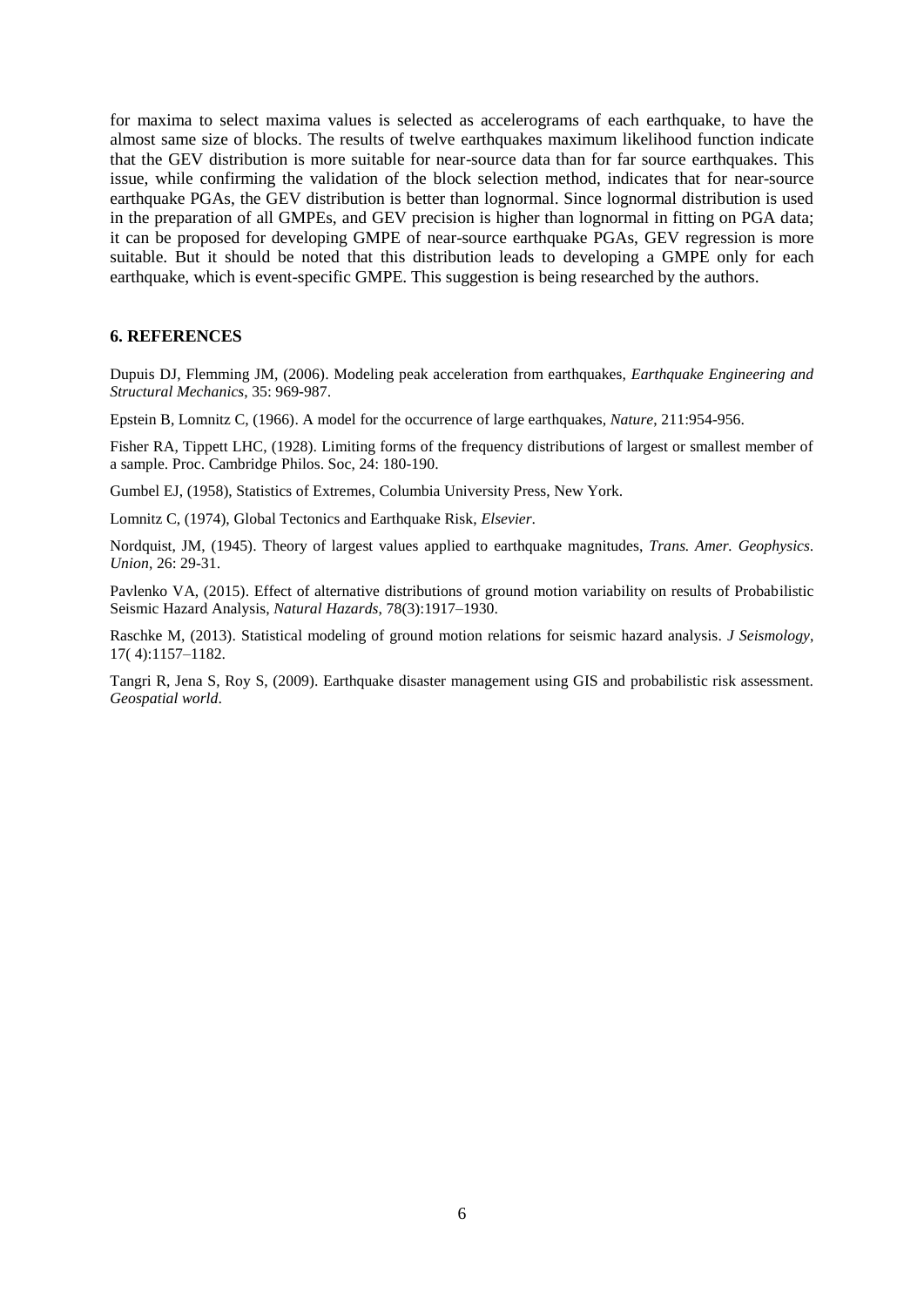for maxima to select maxima values is selected as accelerograms of each earthquake, to have the almost same size of blocks. The results of twelve earthquakes maximum likelihood function indicate that the GEV distribution is more suitable for near-source data than for far source earthquakes. This issue, while confirming the validation of the block selection method, indicates that for near-source earthquake PGAs, the GEV distribution is better than lognormal. Since lognormal distribution is used in the preparation of all GMPEs, and GEV precision is higher than lognormal in fitting on PGA data; it can be proposed for developing GMPE of near-source earthquake PGAs, GEV regression is more suitable. But it should be noted that this distribution leads to developing a GMPE only for each earthquake, which is event-specific GMPE. This suggestion is being researched by the authors.

## 6. REFERENCES

Dupuis DJ, Flemming JM, (2006). Modeling peak acceleration from earthquakes, *Earthquake Engineering and Structural Mechanics*, 35: 969-987.

Epstein B, Lomnitz C, (1966). A model for the occurrence of large earthquakes, *Nature*, 211:954-956.

Fisher RA, Tippett LHC, (1928). Limiting forms of the frequency distributions of largest or smallest member of a sample. Proc. Cambridge Philos. Soc, 24: 180-190.

Gumbel EJ, (1958), Statistics of Extremes, Columbia University Press, New York.

Lomnitz C, (1974), Global Tectonics and Earthquake Risk, *Elsevier*.

Nordquist, JM, (1945). Theory of largest values applied to earthquake magnitudes, *Trans. Amer. Geophysics. Union*, 26: 29-31.

Pavlenko VA, (2015). Effect of alternative distributions of ground motion variability on results of Probabilistic Seismic Hazard Analysis, *Natural Hazards*, 78(3):1917–1930.

Raschke M, (2013). Statistical modeling of ground motion relations for seismic hazard analysis. *J Seismology*, 17( 4):1157–1182.

Tangri R, Jena S, Roy S, (2009). Earthquake disaster management using GIS and probabilistic risk assessment. *Geospatial world*.